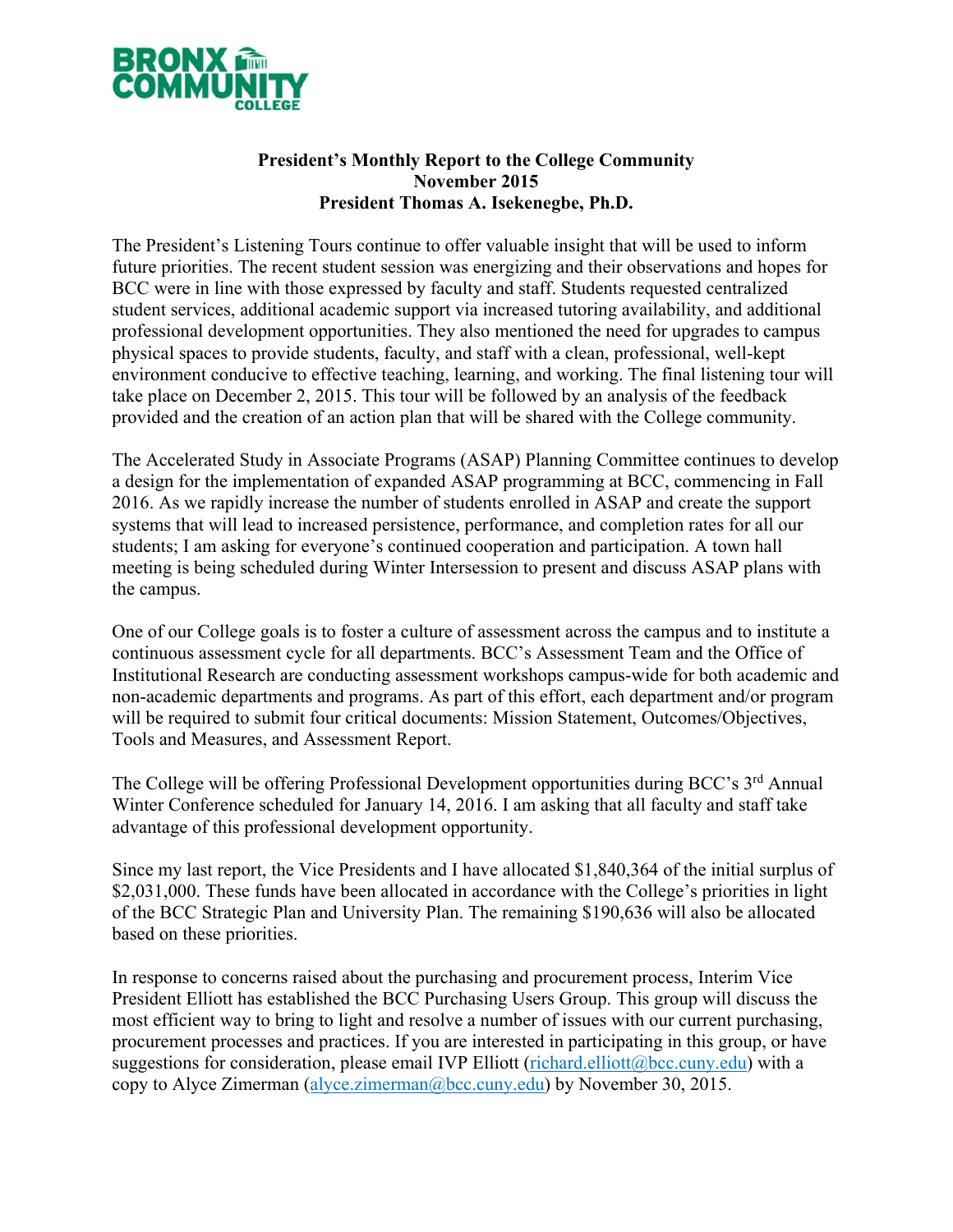**BRONX COMMUNITY COLLEGE**

**President's Monthly Report to the College Community**
**November 2015**
**President Thomas A. Isekenegbe, Ph.D.**

The President's Listening Tours continue to offer valuable insight that will be used to inform future priorities. The recent student session was energizing and their observations and hopes for BCC were in line with those expressed by faculty and staff. Students requested centralized student services, additional academic support via increased tutoring availability, and additional professional development opportunities. They also mentioned the need for upgrades to campus physical spaces to provide students, faculty, and staff with a clean, professional, well-kept environment conducive to effective teaching, learning, and working. The final listening tour will take place on December 2, 2015. This tour will be followed by an analysis of the feedback provided and the creation of an action plan that will be shared with the College community.

The Accelerated Study in Associate Programs (ASAP) Planning Committee continues to develop a design for the implementation of expanded ASAP programming at BCC, commencing in Fall 2016. As we rapidly increase the number of students enrolled in ASAP and create the support systems that will lead to increased persistence, performance, and completion rates for all our students; I am asking for everyone's continued cooperation and participation. A town hall meeting is being scheduled during Winter Intersession to present and discuss ASAP plans with the campus.

One of our College goals is to foster a culture of assessment across the campus and to institute a continuous assessment cycle for all departments. BCC's Assessment Team and the Office of Institutional Research are conducting assessment workshops campus-wide for both academic and non-academic departments and programs. As part of this effort, each department and/or program will be required to submit four critical documents: Mission Statement, Outcomes/Objectives, Tools and Measures, and Assessment Report.

The College will be offering Professional Development opportunities during BCC's 3rd Annual Winter Conference scheduled for January 14, 2016. I am asking that all faculty and staff take advantage of this professional development opportunity.

Since my last report, the Vice Presidents and I have allocated $1,840,364 of the initial surplus of $2,031,000. These funds have been allocated in accordance with the College's priorities in light of the BCC Strategic Plan and University Plan. The remaining $190,636 will also be allocated based on these priorities.

In response to concerns raised about the purchasing and procurement process, Interim Vice President Elliott has established the BCC Purchasing Users Group. This group will discuss the most efficient way to bring to light and resolve a number of issues with our current purchasing, procurement processes and practices. If you are interested in participating in this group, or have suggestions for consideration, please email IVP Elliott (richard.elliott@bcc.cuny.edu) with a copy to Alyce Zimerman (alyce.zimerman@bcc.cuny.edu) by November 30, 2015.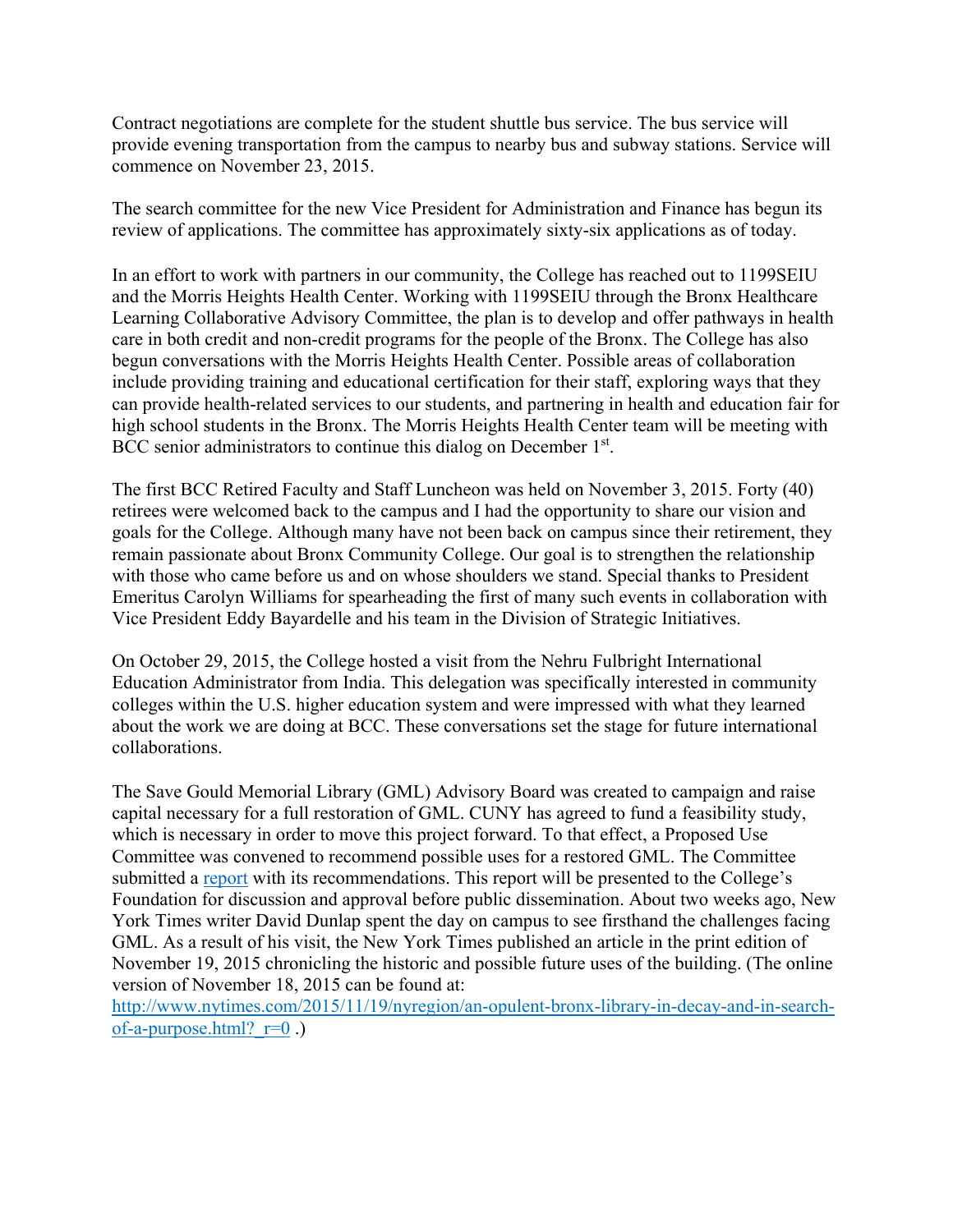Contract negotiations are complete for the student shuttle bus service. The bus service will provide evening transportation from the campus to nearby bus and subway stations. Service will commence on November 23, 2015.

The search committee for the new Vice President for Administration and Finance has begun its review of applications. The committee has approximately sixty-six applications as of today.

In an effort to work with partners in our community, the College has reached out to 1199SEIU and the Morris Heights Health Center. Working with 1199SEIU through the Bronx Healthcare Learning Collaborative Advisory Committee, the plan is to develop and offer pathways in health care in both credit and non-credit programs for the people of the Bronx. The College has also begun conversations with the Morris Heights Health Center. Possible areas of collaboration include providing training and educational certification for their staff, exploring ways that they can provide health-related services to our students, and partnering in health and education fair for high school students in the Bronx. The Morris Heights Health Center team will be meeting with BCC senior administrators to continue this dialog on December 1st.

The first BCC Retired Faculty and Staff Luncheon was held on November 3, 2015. Forty (40) retirees were welcomed back to the campus and I had the opportunity to share our vision and goals for the College. Although many have not been back on campus since their retirement, they remain passionate about Bronx Community College. Our goal is to strengthen the relationship with those who came before us and on whose shoulders we stand. Special thanks to President Emeritus Carolyn Williams for spearheading the first of many such events in collaboration with Vice President Eddy Bayardelle and his team in the Division of Strategic Initiatives.

On October 29, 2015, the College hosted a visit from the Nehru Fulbright International Education Administrator from India. This delegation was specifically interested in community colleges within the U.S. higher education system and were impressed with what they learned about the work we are doing at BCC. These conversations set the stage for future international collaborations.

The Save Gould Memorial Library (GML) Advisory Board was created to campaign and raise capital necessary for a full restoration of GML. CUNY has agreed to fund a feasibility study, which is necessary in order to move this project forward. To that effect, a Proposed Use Committee was convened to recommend possible uses for a restored GML. The Committee submitted a report with its recommendations. This report will be presented to the College's Foundation for discussion and approval before public dissemination. About two weeks ago, New York Times writer David Dunlap spent the day on campus to see firsthand the challenges facing GML. As a result of his visit, the New York Times published an article in the print edition of November 19, 2015 chronicling the historic and possible future uses of the building. (The online version of November 18, 2015 can be found at: http://www.nytimes.com/2015/11/19/nyregion/an-opulent-bronx-library-in-decay-and-in-search-of-a-purpose.html?_r=0 .)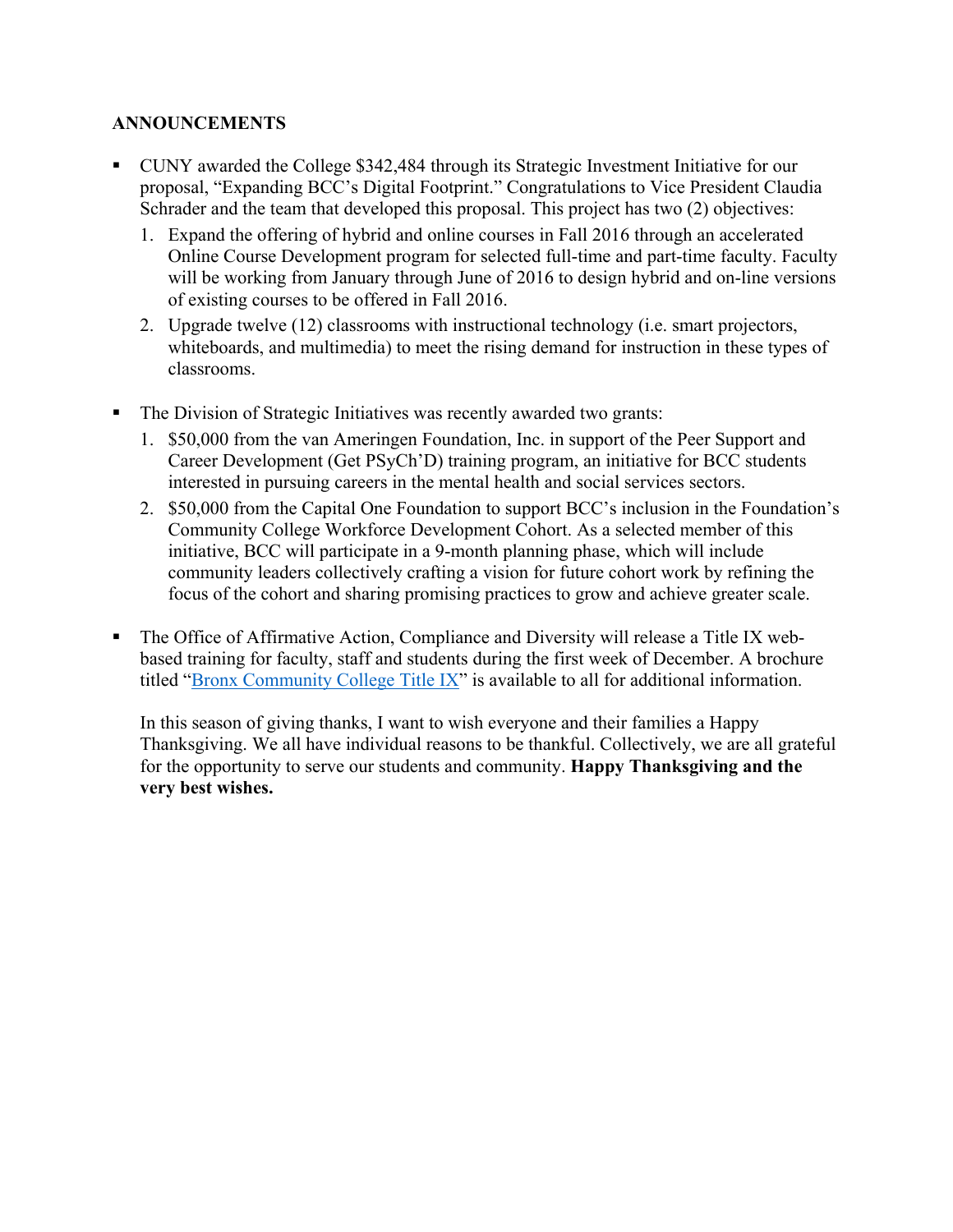**ANNOUNCEMENTS**

- CUNY awarded the College $342,484 through its Strategic Investment Initiative for our proposal, "Expanding BCC's Digital Footprint." Congratulations to Vice President Claudia Schrader and the team that developed this proposal. This project has two (2) objectives:
  1. Expand the offering of hybrid and online courses in Fall 2016 through an accelerated Online Course Development program for selected full-time and part-time faculty. Faculty will be working from January through June of 2016 to design hybrid and on-line versions of existing courses to be offered in Fall 2016.
  2. Upgrade twelve (12) classrooms with instructional technology (i.e. smart projectors, whiteboards, and multimedia) to meet the rising demand for instruction in these types of classrooms.

- The Division of Strategic Initiatives was recently awarded two grants:
  1. $50,000 from the van Ameringen Foundation, Inc. in support of the Peer Support and Career Development (Get PSyCh'D) training program, an initiative for BCC students interested in pursuing careers in the mental health and social services sectors.
  2. $50,000 from the Capital One Foundation to support BCC's inclusion in the Foundation's Community College Workforce Development Cohort. As a selected member of this initiative, BCC will participate in a 9-month planning phase, which will include community leaders collectively crafting a vision for future cohort work by refining the focus of the cohort and sharing promising practices to grow and achieve greater scale.

- The Office of Affirmative Action, Compliance and Diversity will release a Title IX web-based training for faculty, staff and students during the first week of December. A brochure titled "Bronx Community College Title IX" is available to all for additional information.

  In this season of giving thanks, I want to wish everyone and their families a Happy Thanksgiving. We all have individual reasons to be thankful. Collectively, we are all grateful for the opportunity to serve our students and community. **Happy Thanksgiving and the very best wishes.**